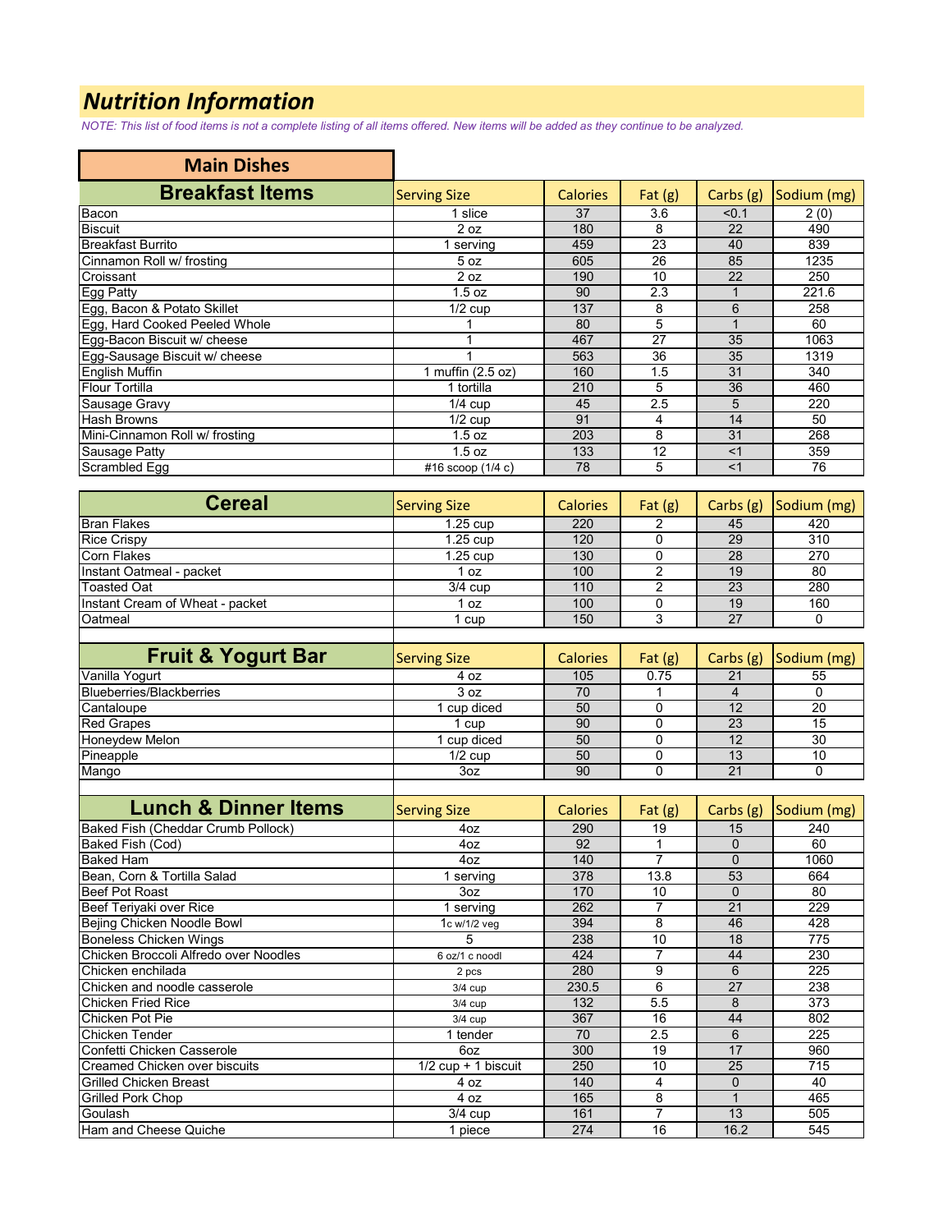# *Nutrition Information*

*NOTE: This list of food items is not a complete listing of all items offered. New items will be added as they continue to be analyzed.*

## Main Dishes

| Breakfast Items | Serving Size | Calories | Fat (g) | Carbs (g) | Sodium (mg) |
|---|---|---|---|---|---|
| Bacon | 1 slice | 37 | 3.6 | <0.1 | 2 (0) |
| Biscuit | 2 oz | 180 | 8 | 22 | 490 |
| Breakfast Burrito | 1 serving | 459 | 23 | 40 | 839 |
| Cinnamon Roll w/ frosting | 5 oz | 605 | 26 | 85 | 1235 |
| Croissant | 2 oz | 190 | 10 | 22 | 250 |
| Egg Patty | 1.5 oz | 90 | 2.3 | 1 | 221.6 |
| Egg, Bacon & Potato Skillet | 1/2 cup | 137 | 8 | 6 | 258 |
| Egg, Hard Cooked Peeled Whole | 1 | 80 | 5 | 1 | 60 |
| Egg-Bacon Biscuit w/ cheese | 1 | 467 | 27 | 35 | 1063 |
| Egg-Sausage Biscuit w/ cheese | 1 | 563 | 36 | 35 | 1319 |
| English Muffin | 1 muffin (2.5 oz) | 160 | 1.5 | 31 | 340 |
| Flour Tortilla | 1 tortilla | 210 | 5 | 36 | 460 |
| Sausage Gravy | 1/4 cup | 45 | 2.5 | 5 | 220 |
| Hash Browns | 1/2 cup | 91 | 4 | 14 | 50 |
| Mini-Cinnamon Roll w/ frosting | 1.5 oz | 203 | 8 | 31 | 268 |
| Sausage Patty | 1.5 oz | 133 | 12 | <1 | 359 |
| Scrambled Egg | #16 scoop (1/4 c) | 78 | 5 | <1 | 76 |

| Cereal | Serving Size | Calories | Fat (g) | Carbs (g) | Sodium (mg) |
|---|---|---|---|---|---|
| Bran Flakes | 1.25 cup | 220 | 2 | 45 | 420 |
| Rice Crispy | 1.25 cup | 120 | 0 | 29 | 310 |
| Corn Flakes | 1.25 cup | 130 | 0 | 28 | 270 |
| Instant Oatmeal - packet | 1 oz | 100 | 2 | 19 | 80 |
| Toasted Oat | 3/4 cup | 110 | 2 | 23 | 280 |
| Instant Cream of Wheat - packet | 1 oz | 100 | 0 | 19 | 160 |
| Oatmeal | 1 cup | 150 | 3 | 27 | 0 |

| Fruit & Yogurt Bar | Serving Size | Calories | Fat (g) | Carbs (g) | Sodium (mg) |
|---|---|---|---|---|---|
| Vanilla Yogurt | 4 oz | 105 | 0.75 | 21 | 55 |
| Blueberries/Blackberries | 3 oz | 70 | 1 | 4 | 0 |
| Cantaloupe | 1 cup diced | 50 | 0 | 12 | 20 |
| Red Grapes | 1 cup | 90 | 0 | 23 | 15 |
| Honeydew Melon | 1 cup diced | 50 | 0 | 12 | 30 |
| Pineapple | 1/2 cup | 50 | 0 | 13 | 10 |
| Mango | 3oz | 90 | 0 | 21 | 0 |

| Lunch & Dinner Items | Serving Size | Calories | Fat (g) | Carbs (g) | Sodium (mg) |
|---|---|---|---|---|---|
| Baked Fish (Cheddar Crumb Pollock) | 4oz | 290 | 19 | 15 | 240 |
| Baked Fish (Cod) | 4oz | 92 | 1 | 0 | 60 |
| Baked Ham | 4oz | 140 | 7 | 0 | 1060 |
| Bean, Corn & Tortilla Salad | 1 serving | 378 | 13.8 | 53 | 664 |
| Beef Pot Roast | 3oz | 170 | 10 | 0 | 80 |
| Beef Teriyaki over Rice | 1 serving | 262 | 7 | 21 | 229 |
| Bejing Chicken Noodle Bowl | 1c w/1/2 veg | 394 | 8 | 46 | 428 |
| Boneless Chicken Wings | 5 | 238 | 10 | 18 | 775 |
| Chicken Broccoli Alfredo over Noodles | 6 oz/1 c noodl | 424 | 7 | 44 | 230 |
| Chicken enchilada | 2 pcs | 280 | 9 | 6 | 225 |
| Chicken and noodle casserole | 3/4 cup | 230.5 | 6 | 27 | 238 |
| Chicken Fried Rice | 3/4 cup | 132 | 5.5 | 8 | 373 |
| Chicken Pot Pie | 3/4 cup | 367 | 16 | 44 | 802 |
| Chicken Tender | 1 tender | 70 | 2.5 | 6 | 225 |
| Confetti Chicken Casserole | 6oz | 300 | 19 | 17 | 960 |
| Creamed Chicken over biscuits | 1/2 cup + 1 biscuit | 250 | 10 | 25 | 715 |
| Grilled Chicken Breast | 4 oz | 140 | 4 | 0 | 40 |
| Grilled Pork Chop | 4 oz | 165 | 8 | 1 | 465 |
| Goulash | 3/4 cup | 161 | 7 | 13 | 505 |
| Ham and Cheese Quiche | 1 piece | 274 | 16 | 16.2 | 545 |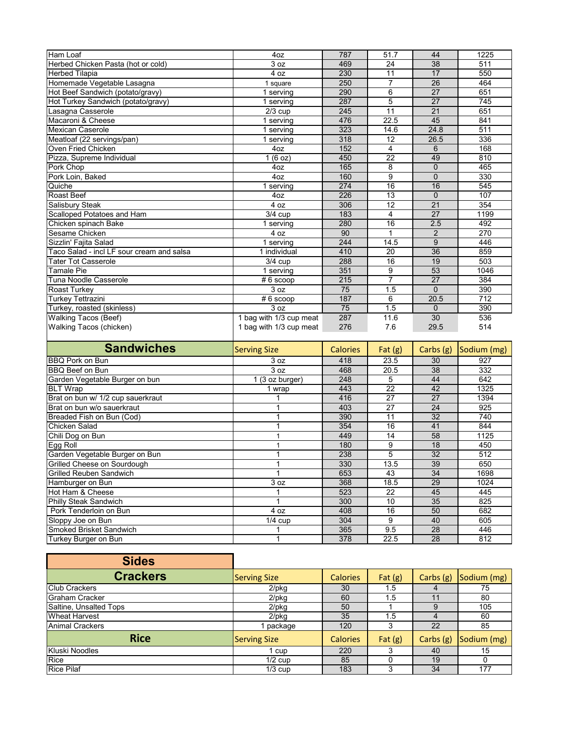| | | | | | |
|---|---|---|---|---|---|
| Ham Loaf | 4oz | 787 | 51.7 | 44 | 1225 |
| Herbed Chicken Pasta (hot or cold) | 3 oz | 469 | 24 | 38 | 511 |
| Herbed Tilapia | 4 oz | 230 | 11 | 17 | 550 |
| Homemade Vegetable Lasagna | 1 square | 250 | 7 | 26 | 464 |
| Hot Beef Sandwich (potato/gravy) | 1 serving | 290 | 6 | 27 | 651 |
| Hot Turkey Sandwich (potato/gravy) | 1 serving | 287 | 5 | 27 | 745 |
| Lasagna Casserole | 2/3 cup | 245 | 11 | 21 | 651 |
| Macaroni & Cheese | 1 serving | 476 | 22.5 | 45 | 841 |
| Mexican Caserole | 1 serving | 323 | 14.6 | 24.8 | 511 |
| Meatloaf (22 servings/pan) | 1 serving | 318 | 12 | 26.5 | 336 |
| Oven Fried Chicken | 4oz | 152 | 4 | 6 | 168 |
| Pizza, Supreme Individual | 1 (6 oz) | 450 | 22 | 49 | 810 |
| Pork Chop | 4oz | 165 | 8 | 0 | 465 |
| Pork Loin, Baked | 4oz | 160 | 9 | 0 | 330 |
| Quiche | 1 serving | 274 | 16 | 16 | 545 |
| Roast Beef | 4oz | 226 | 13 | 0 | 107 |
| Salisbury Steak | 4 oz | 306 | 12 | 21 | 354 |
| Scalloped Potatoes and Ham | 3/4 cup | 183 | 4 | 27 | 1199 |
| Chicken spinach Bake | 1 serving | 280 | 16 | 2.5 | 492 |
| Sesame Chicken | 4 oz | 90 | 1 | 2 | 270 |
| Sizzlin' Fajita Salad | 1 serving | 244 | 14.5 | 9 | 446 |
| Taco Salad - incl LF sour cream and salsa | 1 individual | 410 | 20 | 36 | 859 |
| Tater Tot Casserole | 3/4 cup | 288 | 16 | 19 | 503 |
| Tamale Pie | 1 serving | 351 | 9 | 53 | 1046 |
| Tuna Noodle Casserole | # 6 scoop | 215 | 7 | 27 | 384 |
| Roast Turkey | 3 oz | 75 | 1.5 | 0 | 390 |
| Turkey Tettrazini | # 6 scoop | 187 | 6 | 20.5 | 712 |
| Turkey, roasted (skinless) | 3 oz | 75 | 1.5 | 0 | 390 |
| Walking Tacos (Beef) | 1 bag with 1/3 cup meat | 287 | 11.6 | 30 | 536 |
| Walking Tacos (chicken) | 1 bag with 1/3 cup meat | 276 | 7.6 | 29.5 | 514 |

| Sandwiches | Serving Size | Calories | Fat (g) | Carbs (g) | Sodium (mg) |
|---|---|---|---|---|---|
| BBQ Pork on Bun | 3 oz | 418 | 23.5 | 30 | 927 |
| BBQ Beef on Bun | 3 oz | 468 | 20.5 | 38 | 332 |
| Garden Vegetable Burger on bun | 1 (3 oz burger) | 248 | 5 | 44 | 642 |
| BLT Wrap | 1 wrap | 443 | 22 | 42 | 1325 |
| Brat on bun w/ 1/2 cup sauerkraut | 1 | 416 | 27 | 27 | 1394 |
| Brat on bun w/o sauerkraut | 1 | 403 | 27 | 24 | 925 |
| Breaded Fish on Bun (Cod) | 1 | 390 | 11 | 32 | 740 |
| Chicken Salad | 1 | 354 | 16 | 41 | 844 |
| Chili Dog on Bun | 1 | 449 | 14 | 58 | 1125 |
| Egg Roll | 1 | 180 | 9 | 18 | 450 |
| Garden Vegetable Burger on Bun | 1 | 238 | 5 | 32 | 512 |
| Grilled Cheese on Sourdough | 1 | 330 | 13.5 | 39 | 650 |
| Grilled Reuben Sandwich | 1 | 653 | 43 | 34 | 1698 |
| Hamburger on Bun | 3 oz | 368 | 18.5 | 29 | 1024 |
| Hot Ham & Cheese | 1 | 523 | 22 | 45 | 445 |
| Philly Steak Sandwich | 1 | 300 | 10 | 35 | 825 |
| Pork Tenderloin on Bun | 4 oz | 408 | 16 | 50 | 682 |
| Sloppy Joe on Bun | 1/4 cup | 304 | 9 | 40 | 605 |
| Smoked Brisket Sandwich | 1 | 365 | 9.5 | 28 | 446 |
| Turkey Burger on Bun | 1 | 378 | 22.5 | 28 | 812 |

## Sides

| Crackers | Serving Size | Calories | Fat (g) | Carbs (g) | Sodium (mg) |
|---|---|---|---|---|---|
| Club Crackers | 2/pkg | 30 | 1.5 | 4 | 75 |
| Graham Cracker | 2/pkg | 60 | 1.5 | 11 | 80 |
| Saltine, Unsalted Tops | 2/pkg | 50 | 1 | 9 | 105 |
| Wheat Harvest | 2/pkg | 35 | 1.5 | 4 | 60 |
| Animal Crackers | 1 package | 120 | 3 | 22 | 85 |

| Rice | Serving Size | Calories | Fat (g) | Carbs (g) | Sodium (mg) |
|---|---|---|---|---|---|
| Kluski Noodles | 1 cup | 220 | 3 | 40 | 15 |
| Rice | 1/2 cup | 85 | 0 | 19 | 0 |
| Rice Pilaf | 1/3 cup | 183 | 3 | 34 | 177 |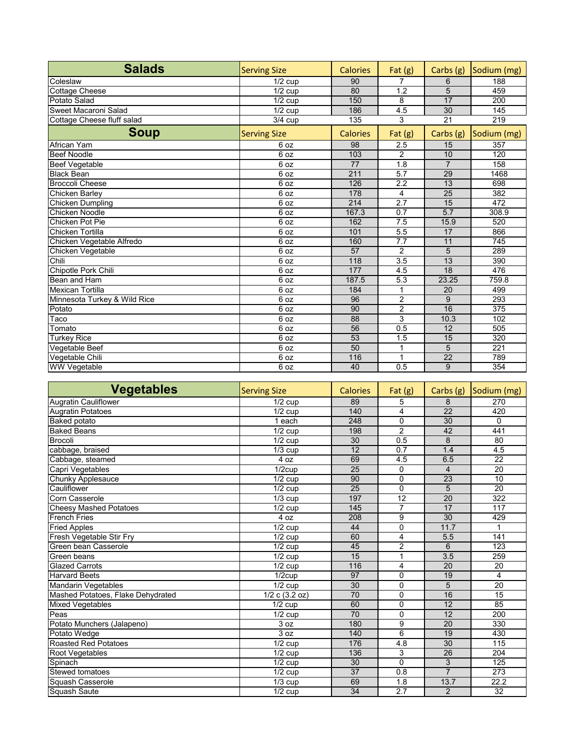| Salads | Serving Size | Calories | Fat (g) | Carbs (g) | Sodium (mg) |
|---|---|---|---|---|---|
| Coleslaw | 1/2 cup | 90 | 7 | 6 | 188 |
| Cottage Cheese | 1/2 cup | 80 | 1.2 | 5 | 459 |
| Potato Salad | 1/2 cup | 150 | 8 | 17 | 200 |
| Sweet Macaroni Salad | 1/2 cup | 186 | 4.5 | 30 | 145 |
| Cottage Cheese fluff salad | 3/4 cup | 135 | 3 | 21 | 219 |

| Soup | Serving Size | Calories | Fat (g) | Carbs (g) | Sodium (mg) |
|---|---|---|---|---|---|
| African Yam | 6 oz | 98 | 2.5 | 15 | 357 |
| Beef Noodle | 6 oz | 103 | 2 | 10 | 120 |
| Beef Vegetable | 6 oz | 77 | 1.8 | 7 | 158 |
| Black Bean | 6 oz | 211 | 5.7 | 29 | 1468 |
| Broccoli Cheese | 6 oz | 126 | 2.2 | 13 | 698 |
| Chicken Barley | 6 oz | 178 | 4 | 25 | 382 |
| Chicken Dumpling | 6 oz | 214 | 2.7 | 15 | 472 |
| Chicken Noodle | 6 oz | 167.3 | 0.7 | 5.7 | 308.9 |
| Chicken Pot Pie | 6 oz | 162 | 7.5 | 15.9 | 520 |
| Chicken Tortilla | 6 oz | 101 | 5.5 | 17 | 866 |
| Chicken Vegetable Alfredo | 6 oz | 160 | 7.7 | 11 | 745 |
| Chicken Vegetable | 6 oz | 57 | 2 | 5 | 289 |
| Chili | 6 oz | 118 | 3.5 | 13 | 390 |
| Chipotle Pork Chili | 6 oz | 177 | 4.5 | 18 | 476 |
| Bean and Ham | 6 oz | 187.5 | 5.3 | 23.25 | 759.8 |
| Mexican Tortilla | 6 oz | 184 | 1 | 20 | 499 |
| Minnesota Turkey & Wild Rice | 6 oz | 96 | 2 | 9 | 293 |
| Potato | 6 oz | 90 | 2 | 16 | 375 |
| Taco | 6 oz | 88 | 3 | 10.3 | 102 |
| Tomato | 6 oz | 56 | 0.5 | 12 | 505 |
| Turkey Rice | 6 oz | 53 | 1.5 | 15 | 320 |
| Vegetable Beef | 6 oz | 50 | 1 | 5 | 221 |
| Vegetable Chili | 6 oz | 116 | 1 | 22 | 789 |
| WW Vegetable | 6 oz | 40 | 0.5 | 9 | 354 |

| Vegetables | Serving Size | Calories | Fat (g) | Carbs (g) | Sodium (mg) |
|---|---|---|---|---|---|
| Augratin Cauliflower | 1/2 cup | 89 | 5 | 8 | 270 |
| Augratin Potatoes | 1/2 cup | 140 | 4 | 22 | 420 |
| Baked potato | 1 each | 248 | 0 | 30 | 0 |
| Baked Beans | 1/2 cup | 198 | 2 | 42 | 441 |
| Brocoli | 1/2 cup | 30 | 0.5 | 8 | 80 |
| cabbage, braised | 1/3 cup | 12 | 0.7 | 1.4 | 4.5 |
| Cabbage, steamed | 4 oz | 69 | 4.5 | 6.5 | 22 |
| Capri Vegetables | 1/2cup | 25 | 0 | 4 | 20 |
| Chunky Applesauce | 1/2 cup | 90 | 0 | 23 | 10 |
| Cauliflower | 1/2 cup | 25 | 0 | 5 | 20 |
| Corn Casserole | 1/3 cup | 197 | 12 | 20 | 322 |
| Cheesy Mashed Potatoes | 1/2 cup | 145 | 7 | 17 | 117 |
| French Fries | 4 oz | 208 | 9 | 30 | 429 |
| Fried Apples | 1/2 cup | 44 | 0 | 11.7 | 1 |
| Fresh Vegetable Stir Fry | 1/2 cup | 60 | 4 | 5.5 | 141 |
| Green bean Casserole | 1/2 cup | 45 | 2 | 6 | 123 |
| Green beans | 1/2 cup | 15 | 1 | 3.5 | 259 |
| Glazed Carrots | 1/2 cup | 116 | 4 | 20 | 20 |
| Harvard Beets | 1/2cup | 97 | 0 | 19 | 4 |
| Mandarin Vegetables | 1/2 cup | 30 | 0 | 5 | 20 |
| Mashed Potatoes, Flake Dehydrated | 1/2 c (3.2 oz) | 70 | 0 | 16 | 15 |
| Mixed Vegetables | 1/2 cup | 60 | 0 | 12 | 85 |
| Peas | 1/2 cup | 70 | 0 | 12 | 200 |
| Potato Munchers (Jalapeno) | 3 oz | 180 | 9 | 20 | 330 |
| Potato Wedge | 3 oz | 140 | 6 | 19 | 430 |
| Roasted Red Potatoes | 1/2 cup | 176 | 4.8 | 30 | 115 |
| Root Vegetables | 1/2 cup | 136 | 3 | 26 | 204 |
| Spinach | 1/2 cup | 30 | 0 | 3 | 125 |
| Stewed tomatoes | 1/2 cup | 37 | 0.8 | 7 | 273 |
| Squash Casserole | 1/3 cup | 69 | 1.8 | 13.7 | 22.2 |
| Squash Saute | 1/2 cup | 34 | 2.7 | 2 | 32 |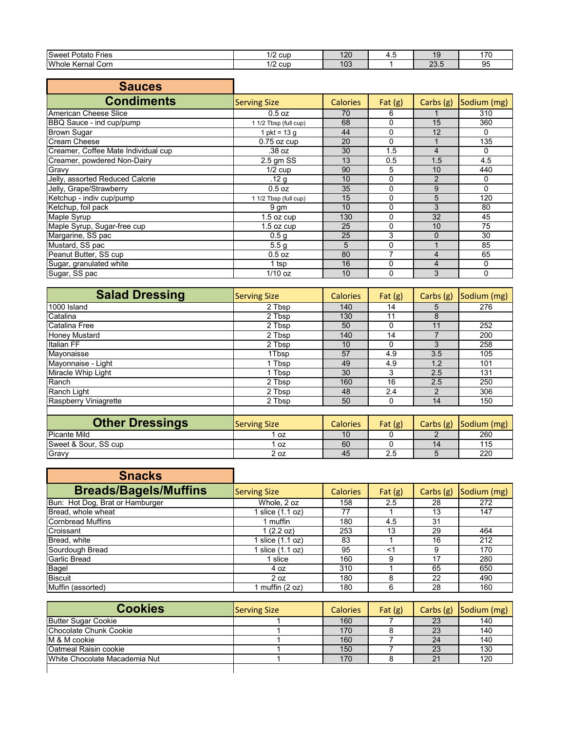| | | | | | |
|---|---|---|---|---|---|
| Sweet Potato Fries | 1/2 cup | 120 | 4.5 | 19 | 170 |
| Whole Kernal Corn | 1/2 cup | 103 | 1 | 23.5 | 95 |

## Sauces

| Condiments | Serving Size | Calories | Fat (g) | Carbs (g) | Sodium (mg) |
|---|---|---|---|---|---|
| American Cheese Slice | 0.5 oz | 70 | 6 | 1 | 310 |
| BBQ Sauce - ind cup/pump | 1 1/2 Tbsp (full cup) | 68 | 0 | 15 | 360 |
| Brown Sugar | 1 pkt = 13 g | 44 | 0 | 12 | 0 |
| Cream Cheese | 0.75 oz cup | 20 | 0 | 1 | 135 |
| Creamer, Coffee Mate Individual cup | .38 oz | 30 | 1.5 | 4 | 0 |
| Creamer, powdered Non-Dairy | 2.5 gm SS | 13 | 0.5 | 1.5 | 4.5 |
| Gravy | 1/2 cup | 90 | 5 | 10 | 440 |
| Jelly, assorted Reduced Calorie | .12 g | 10 | 0 | 2 | 0 |
| Jelly, Grape/Strawberry | 0.5 oz | 35 | 0 | 9 | 0 |
| Ketchup - indiv cup/pump | 1 1/2 Tbsp (full cup) | 15 | 0 | 5 | 120 |
| Ketchup, foil pack | 9 gm | 10 | 0 | 3 | 80 |
| Maple Syrup | 1.5 oz cup | 130 | 0 | 32 | 45 |
| Maple Syrup, Sugar-free cup | 1.5 oz cup | 25 | 0 | 10 | 75 |
| Margarine, SS pac | 0.5 g | 25 | 3 | 0 | 30 |
| Mustard, SS pac | 5.5 g | 5 | 0 | 1 | 85 |
| Peanut Butter, SS cup | 0.5 oz | 80 | 7 | 4 | 65 |
| Sugar, granulated white | 1 tsp | 16 | 0 | 4 | 0 |
| Sugar, SS pac | 1/10 oz | 10 | 0 | 3 | 0 |

| Salad Dressing | Serving Size | Calories | Fat (g) | Carbs (g) | Sodium (mg) |
|---|---|---|---|---|---|
| 1000 Island | 2 Tbsp | 140 | 14 | 5 | 276 |
| Catalina | 2 Tbsp | 130 | 11 | 8 | |
| Catalina Free | 2 Tbsp | 50 | 0 | 11 | 252 |
| Honey Mustard | 2 Tbsp | 140 | 14 | 7 | 200 |
| Italian FF | 2 Tbsp | 10 | 0 | 3 | 258 |
| Mayonaisse | 1Tbsp | 57 | 4.9 | 3.5 | 105 |
| Mayonnaise - Light | 1 Tbsp | 49 | 4.9 | 1.2 | 101 |
| Miracle Whip Light | 1 Tbsp | 30 | 3 | 2.5 | 131 |
| Ranch | 2 Tbsp | 160 | 16 | 2.5 | 250 |
| Ranch Light | 2 Tbsp | 48 | 2.4 | 2 | 306 |
| Raspberry Viniagrette | 2 Tbsp | 50 | 0 | 14 | 150 |

| Other Dressings | Serving Size | Calories | Fat (g) | Carbs (g) | Sodium (mg) |
|---|---|---|---|---|---|
| Picante Mild | 1 oz | 10 | 0 | 2 | 260 |
| Sweet & Sour, SS cup | 1 oz | 60 | 0 | 14 | 115 |
| Gravy | 2 oz | 45 | 2.5 | 5 | 220 |

## Snacks

| Breads/Bagels/Muffins | Serving Size | Calories | Fat (g) | Carbs (g) | Sodium (mg) |
|---|---|---|---|---|---|
| Bun: Hot Dog, Brat or Hamburger | Whole, 2 oz | 158 | 2.5 | 28 | 272 |
| Bread, whole wheat | 1 slice (1.1 oz) | 77 | 1 | 13 | 147 |
| Cornbread Muffins | 1 muffin | 180 | 4.5 | 31 | |
| Croissant | 1 (2.2 oz) | 253 | 13 | 29 | 464 |
| Bread, white | 1 slice (1.1 oz) | 83 | 1 | 16 | 212 |
| Sourdough Bread | 1 slice (1.1 oz) | 95 | <1 | 9 | 170 |
| Garlic Bread | 1 slice | 160 | 9 | 17 | 280 |
| Bagel | 4 oz | 310 | 1 | 65 | 650 |
| Biscuit | 2 oz | 180 | 8 | 22 | 490 |
| Muffin (assorted) | 1 muffin (2 oz) | 180 | 6 | 28 | 160 |

| Cookies | Serving Size | Calories | Fat (g) | Carbs (g) | Sodium (mg) |
|---|---|---|---|---|---|
| Butter Sugar Cookie | 1 | 160 | 7 | 23 | 140 |
| Chocolate Chunk Cookie | 1 | 170 | 8 | 23 | 140 |
| M & M cookie | 1 | 160 | 7 | 24 | 140 |
| Oatmeal Raisin cookie | 1 | 150 | 7 | 23 | 130 |
| White Chocolate Macademia Nut | 1 | 170 | 8 | 21 | 120 |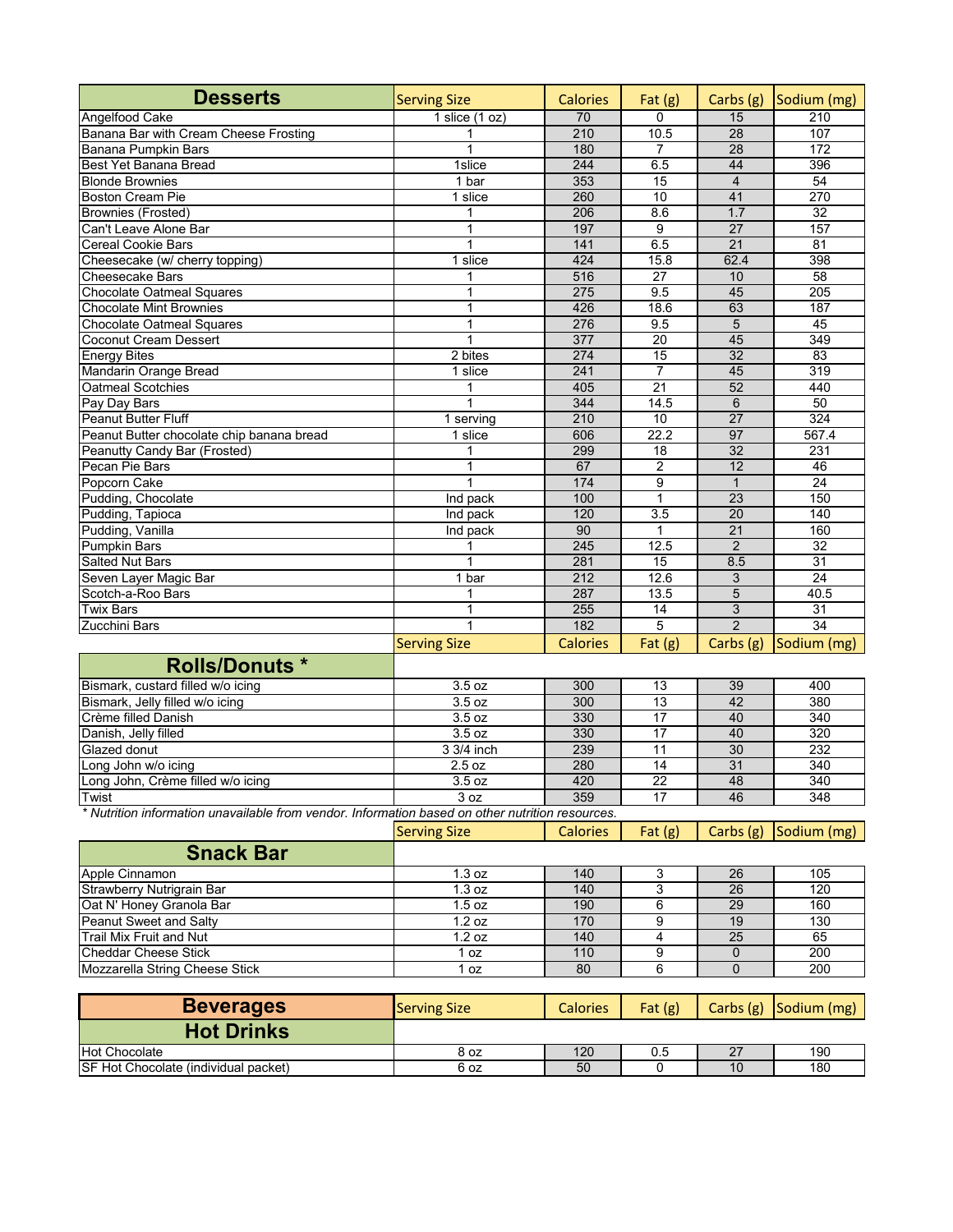| Desserts | Serving Size | Calories | Fat (g) | Carbs (g) | Sodium (mg) |
|---|---|---|---|---|---|
| Angelfood Cake | 1 slice (1 oz) | 70 | 0 | 15 | 210 |
| Banana Bar with Cream Cheese Frosting | 1 | 210 | 10.5 | 28 | 107 |
| Banana Pumpkin Bars | 1 | 180 | 7 | 28 | 172 |
| Best Yet Banana Bread | 1slice | 244 | 6.5 | 44 | 396 |
| Blonde Brownies | 1 bar | 353 | 15 | 4 | 54 |
| Boston Cream Pie | 1 slice | 260 | 10 | 41 | 270 |
| Brownies (Frosted) | 1 | 206 | 8.6 | 1.7 | 32 |
| Can't Leave Alone Bar | 1 | 197 | 9 | 27 | 157 |
| Cereal Cookie Bars | 1 | 141 | 6.5 | 21 | 81 |
| Cheesecake (w/ cherry topping) | 1 slice | 424 | 15.8 | 62.4 | 398 |
| Cheesecake Bars | 1 | 516 | 27 | 10 | 58 |
| Chocolate Oatmeal Squares | 1 | 275 | 9.5 | 45 | 205 |
| Chocolate Mint Brownies | 1 | 426 | 18.6 | 63 | 187 |
| Chocolate Oatmeal Squares | 1 | 276 | 9.5 | 5 | 45 |
| Coconut Cream Dessert | 1 | 377 | 20 | 45 | 349 |
| Energy Bites | 2 bites | 274 | 15 | 32 | 83 |
| Mandarin Orange Bread | 1 slice | 241 | 7 | 45 | 319 |
| Oatmeal Scotchies | 1 | 405 | 21 | 52 | 440 |
| Pay Day Bars | 1 | 344 | 14.5 | 6 | 50 |
| Peanut Butter Fluff | 1 serving | 210 | 10 | 27 | 324 |
| Peanut Butter chocolate chip banana bread | 1 slice | 606 | 22.2 | 97 | 567.4 |
| Peanutty Candy Bar (Frosted) | 1 | 299 | 18 | 32 | 231 |
| Pecan Pie Bars | 1 | 67 | 2 | 12 | 46 |
| Popcorn Cake | 1 | 174 | 9 | 1 | 24 |
| Pudding, Chocolate | Ind pack | 100 | 1 | 23 | 150 |
| Pudding, Tapioca | Ind pack | 120 | 3.5 | 20 | 140 |
| Pudding, Vanilla | Ind pack | 90 | 1 | 21 | 160 |
| Pumpkin Bars | 1 | 245 | 12.5 | 2 | 32 |
| Salted Nut Bars | 1 | 281 | 15 | 8.5 | 31 |
| Seven Layer Magic Bar | 1 bar | 212 | 12.6 | 3 | 24 |
| Scotch-a-Roo Bars | 1 | 287 | 13.5 | 5 | 40.5 |
| Twix Bars | 1 | 255 | 14 | 3 | 31 |
| Zucchini Bars | 1 | 182 | 5 | 2 | 34 |

| Rolls/Donuts * | Serving Size | Calories | Fat (g) | Carbs (g) | Sodium (mg) |
|---|---|---|---|---|---|
| Bismark, custard filled w/o icing | 3.5 oz | 300 | 13 | 39 | 400 |
| Bismark, Jelly filled w/o icing | 3.5 oz | 300 | 13 | 42 | 380 |
| Crème filled Danish | 3.5 oz | 330 | 17 | 40 | 340 |
| Danish, Jelly filled | 3.5 oz | 330 | 17 | 40 | 320 |
| Glazed donut | 3 3/4 inch | 239 | 11 | 30 | 232 |
| Long John w/o icing | 2.5 oz | 280 | 14 | 31 | 340 |
| Long John, Crème filled w/o icing | 3.5 oz | 420 | 22 | 48 | 340 |
| Twist | 3 oz | 359 | 17 | 46 | 348 |

*\* Nutrition information unavailable from vendor. Information based on other nutrition resources.*

| Snack Bar | Serving Size | Calories | Fat (g) | Carbs (g) | Sodium (mg) |
|---|---|---|---|---|---|
| Apple Cinnamon | 1.3 oz | 140 | 3 | 26 | 105 |
| Strawberry Nutrigrain Bar | 1.3 oz | 140 | 3 | 26 | 120 |
| Oat N' Honey Granola Bar | 1.5 oz | 190 | 6 | 29 | 160 |
| Peanut Sweet and Salty | 1.2 oz | 170 | 9 | 19 | 130 |
| Trail Mix Fruit and Nut | 1.2 oz | 140 | 4 | 25 | 65 |
| Cheddar Cheese Stick | 1 oz | 110 | 9 | 0 | 200 |
| Mozzarella String Cheese Stick | 1 oz | 80 | 6 | 0 | 200 |

## Beverages

| Hot Drinks | Serving Size | Calories | Fat (g) | Carbs (g) | Sodium (mg) |
|---|---|---|---|---|---|
| Hot Chocolate | 8 oz | 120 | 0.5 | 27 | 190 |
| SF Hot Chocolate (individual packet) | 6 oz | 50 | 0 | 10 | 180 |